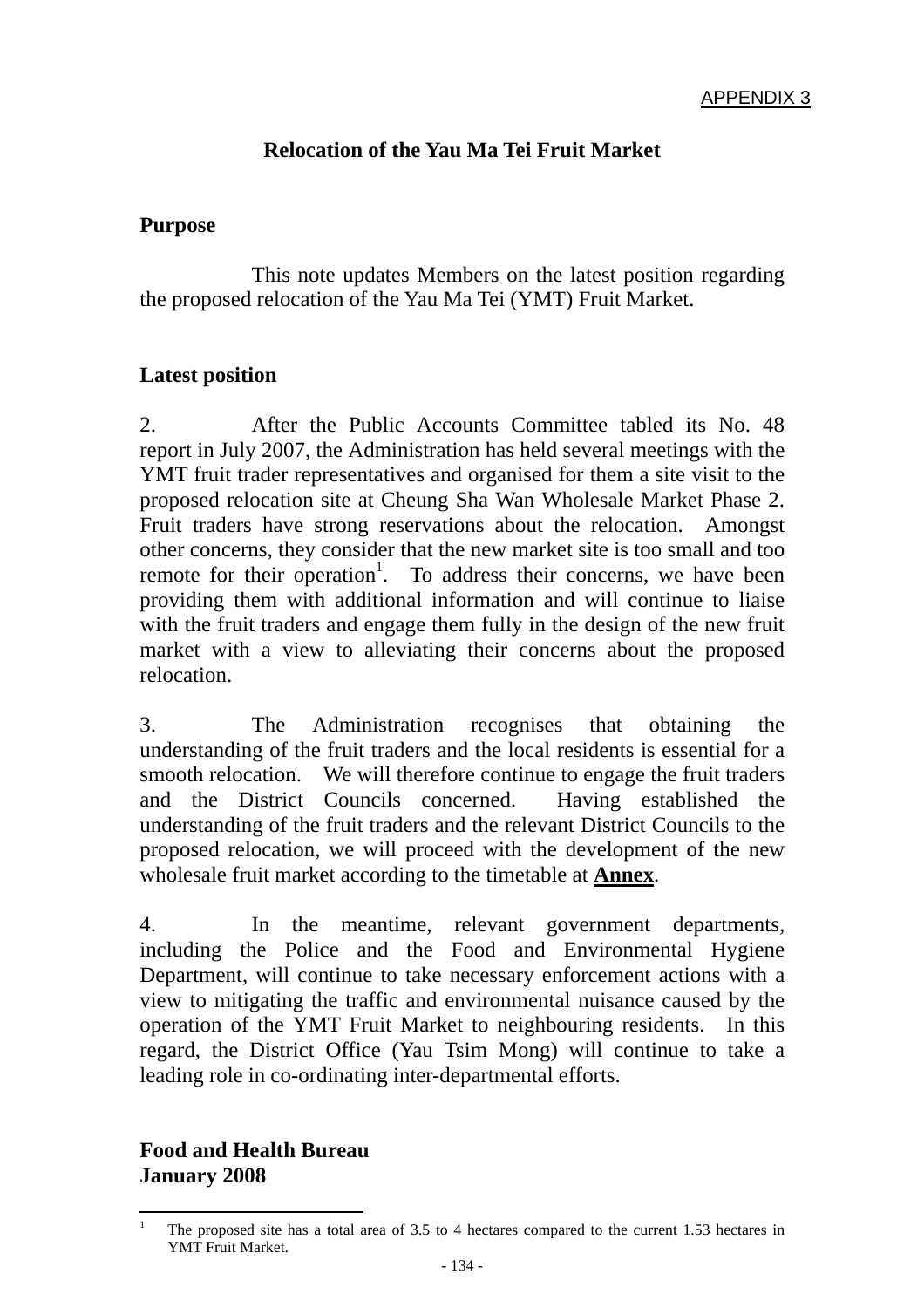APPENDIX 3

# Relocation of the Yau Ma Tei Fruit Market

## Purpose

This note updates Members on the latest position regarding the proposed relocation of the Yau Ma Tei (YMT) Fruit Market.

## Latest position

2. After the Public Accounts Committee tabled its No. 48 report in July 2007, the Administration has held several meetings with the YMT fruit trader representatives and organised for them a site visit to the proposed relocation site at Cheung Sha Wan Wholesale Market Phase 2. Fruit traders have strong reservations about the relocation. Amongst other concerns, they consider that the new market site is too small and too remote for their operation[1]. To address their concerns, we have been providing them with additional information and will continue to liaise with the fruit traders and engage them fully in the design of the new fruit market with a view to alleviating their concerns about the proposed relocation.

3. The Administration recognises that obtaining the understanding of the fruit traders and the local residents is essential for a smooth relocation. We will therefore continue to engage the fruit traders and the District Councils concerned. Having established the understanding of the fruit traders and the relevant District Councils to the proposed relocation, we will proceed with the development of the new wholesale fruit market according to the timetable at **Annex**.

4. In the meantime, relevant government departments, including the Police and the Food and Environmental Hygiene Department, will continue to take necessary enforcement actions with a view to mitigating the traffic and environmental nuisance caused by the operation of the YMT Fruit Market to neighbouring residents. In this regard, the District Office (Yau Tsim Mong) will continue to take a leading role in co-ordinating inter-departmental efforts.

**Food and Health Bureau**
**January 2008**

[1] The proposed site has a total area of 3.5 to 4 hectares compared to the current 1.53 hectares in YMT Fruit Market.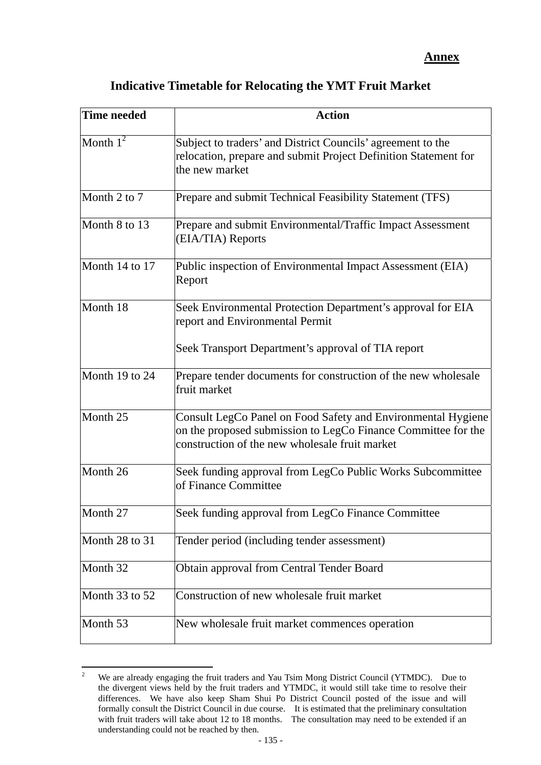**Annex**

## Indicative Timetable for Relocating the YMT Fruit Market

| Time needed | Action |
| --- | --- |
| Month 1[2] | Subject to traders' and District Councils' agreement to the relocation, prepare and submit Project Definition Statement for the new market |
| Month 2 to 7 | Prepare and submit Technical Feasibility Statement (TFS) |
| Month 8 to 13 | Prepare and submit Environmental/Traffic Impact Assessment (EIA/TIA) Reports |
| Month 14 to 17 | Public inspection of Environmental Impact Assessment (EIA) Report |
| Month 18 | Seek Environmental Protection Department's approval for EIA report and Environmental Permit<br><br>Seek Transport Department's approval of TIA report |
| Month 19 to 24 | Prepare tender documents for construction of the new wholesale fruit market |
| Month 25 | Consult LegCo Panel on Food Safety and Environmental Hygiene on the proposed submission to LegCo Finance Committee for the construction of the new wholesale fruit market |
| Month 26 | Seek funding approval from LegCo Public Works Subcommittee of Finance Committee |
| Month 27 | Seek funding approval from LegCo Finance Committee |
| Month 28 to 31 | Tender period (including tender assessment) |
| Month 32 | Obtain approval from Central Tender Board |
| Month 33 to 52 | Construction of new wholesale fruit market |
| Month 53 | New wholesale fruit market commences operation |

---

[2] We are already engaging the fruit traders and Yau Tsim Mong District Council (YTMDC). Due to the divergent views held by the fruit traders and YTMDC, it would still take time to resolve their differences. We have also keep Sham Shui Po District Council posted of the issue and will formally consult the District Council in due course. It is estimated that the preliminary consultation with fruit traders will take about 12 to 18 months. The consultation may need to be extended if an understanding could not be reached by then.